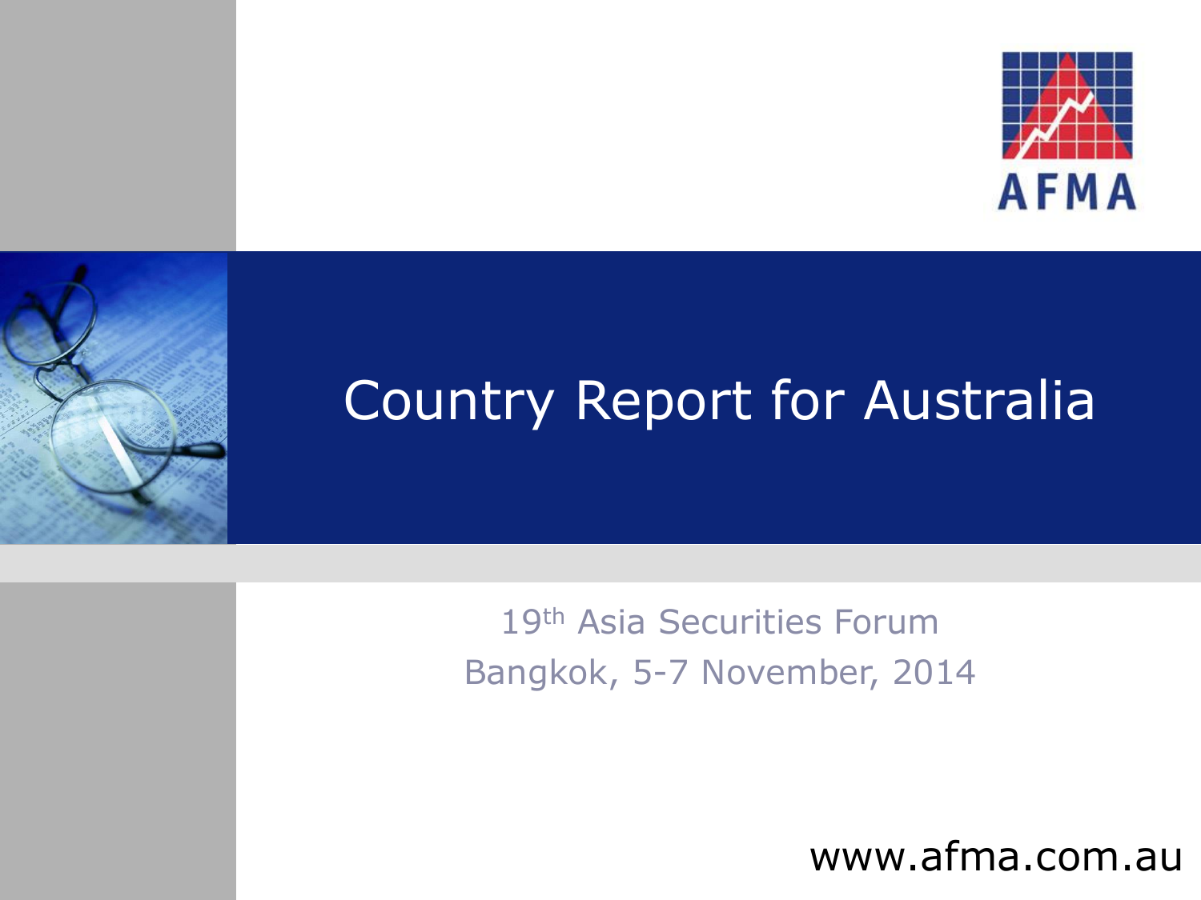AFMA

# Country Report for Australia

19th Asia Securities Forum
Bangkok, 5-7 November, 2014

www.afma.com.au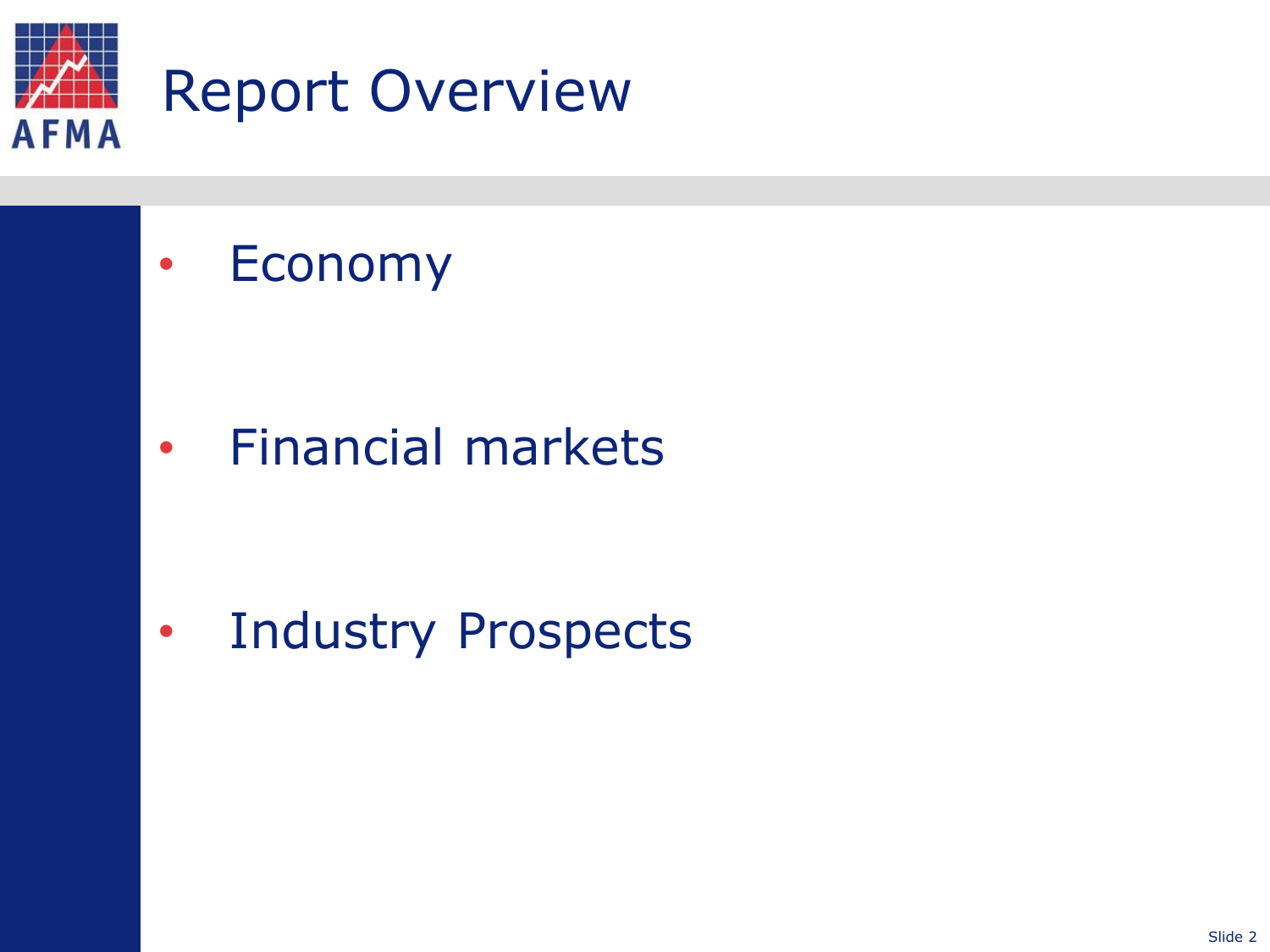# Report Overview

- Economy
- Financial markets
- Industry Prospects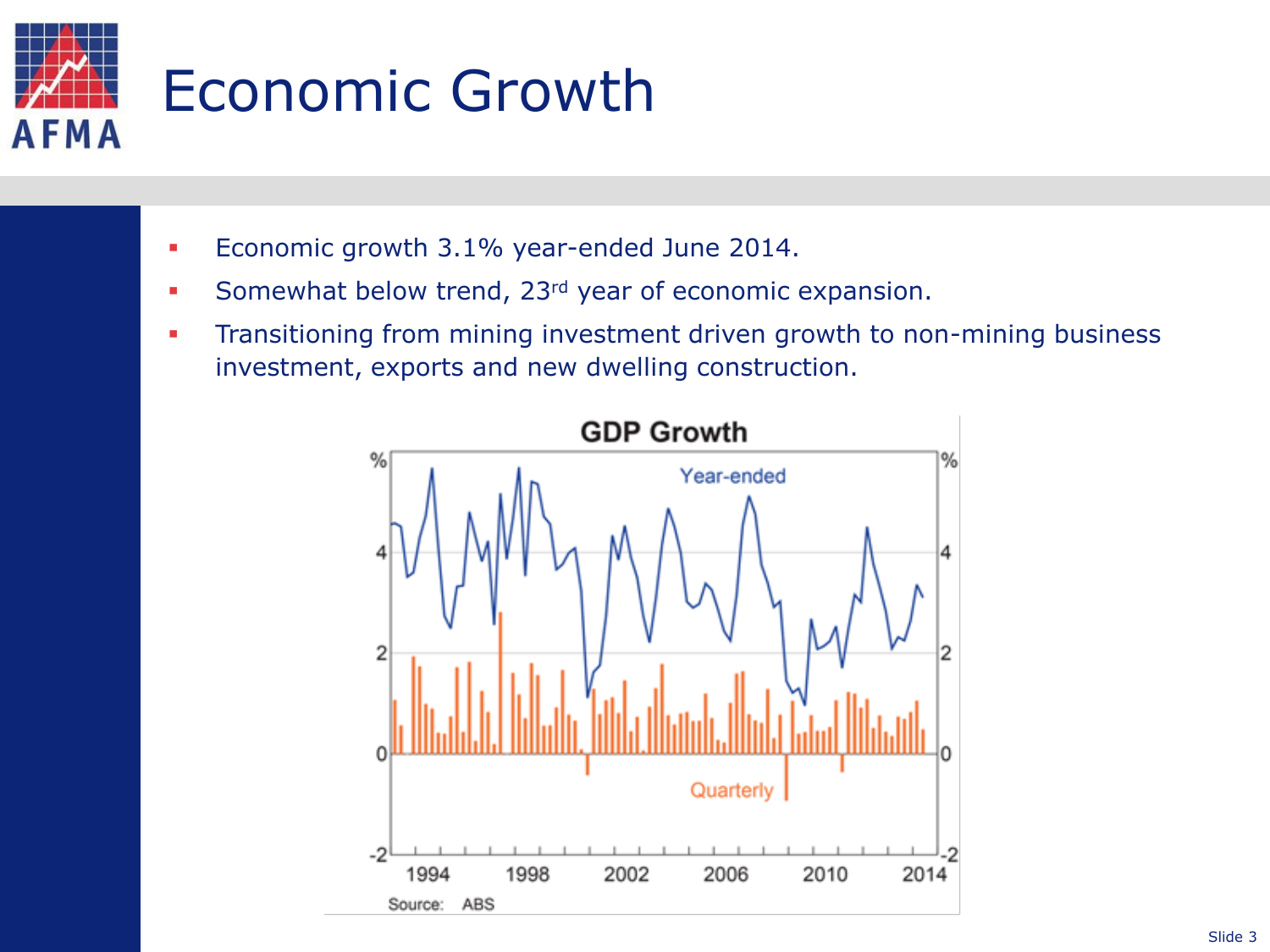# Economic Growth

- Economic growth 3.1% year-ended June 2014.
- Somewhat below trend, 23rd year of economic expansion.
- Transitioning from mining investment driven growth to non-mining business investment, exports and new dwelling construction.

**GDP Growth**

Source: ABS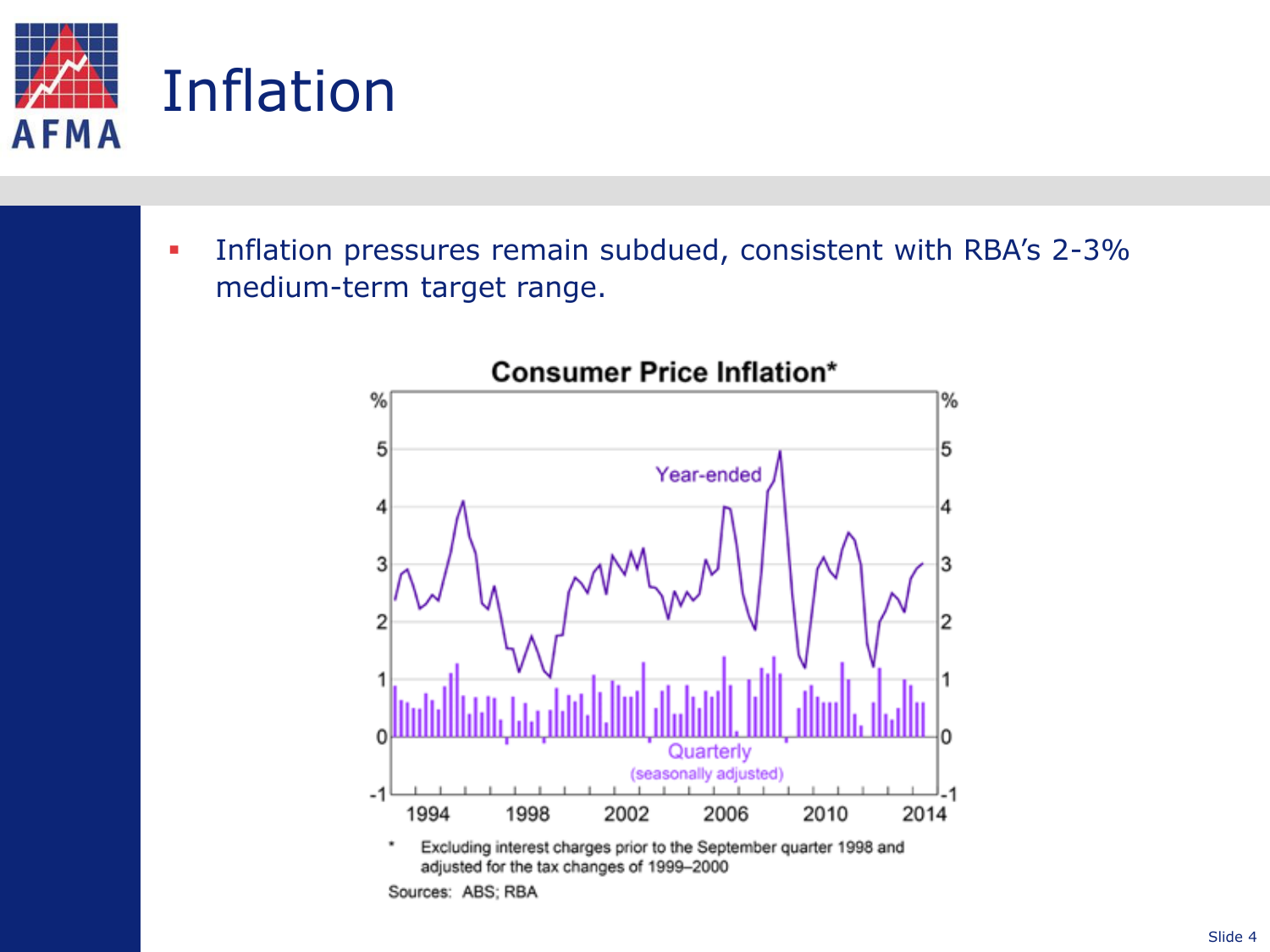# Inflation

- Inflation pressures remain subdued, consistent with RBA's 2-3% medium-term target range.

Consumer Price Inflation*

* Excluding interest charges prior to the September quarter 1998 and adjusted for the tax changes of 1999–2000

Sources: ABS; RBA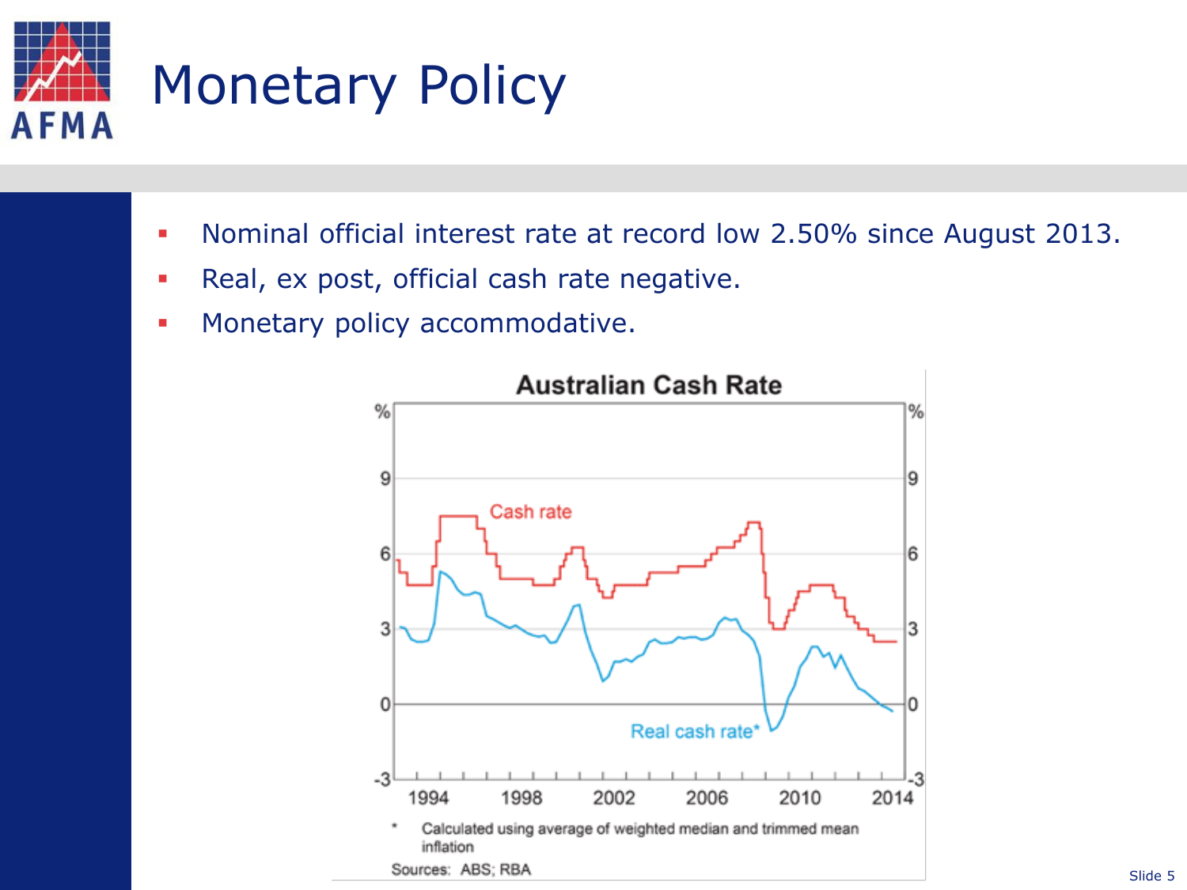# Monetary Policy

- Nominal official interest rate at record low 2.50% since August 2013.
- Real, ex post, official cash rate negative.
- Monetary policy accommodative.

**Australian Cash Rate**

\* Calculated using average of weighted median and trimmed mean inflation

Sources: ABS; RBA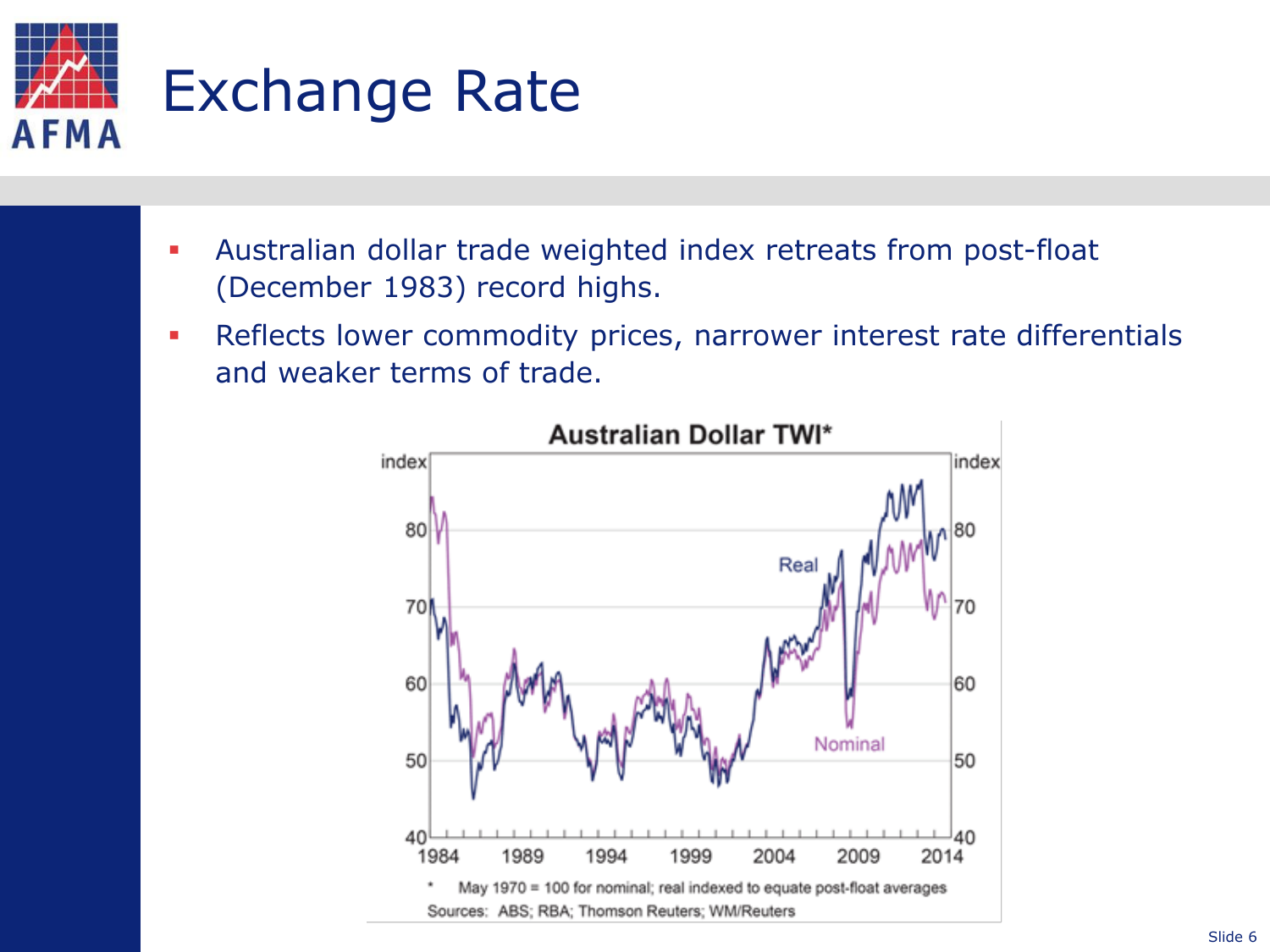# Exchange Rate

- Australian dollar trade weighted index retreats from post-float (December 1983) record highs.
- Reflects lower commodity prices, narrower interest rate differentials and weaker terms of trade.

**Australian Dollar TWI***

\* May 1970 = 100 for nominal; real indexed to equate post-float averages

Sources: ABS; RBA; Thomson Reuters; WM/Reuters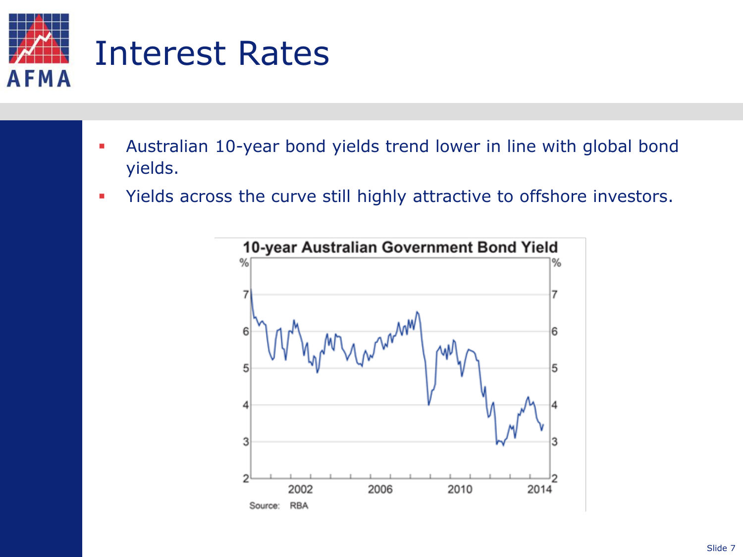# Interest Rates

- Australian 10-year bond yields trend lower in line with global bond yields.
- Yields across the curve still highly attractive to offshore investors.

**10-year Australian Government Bond Yield**

Source: RBA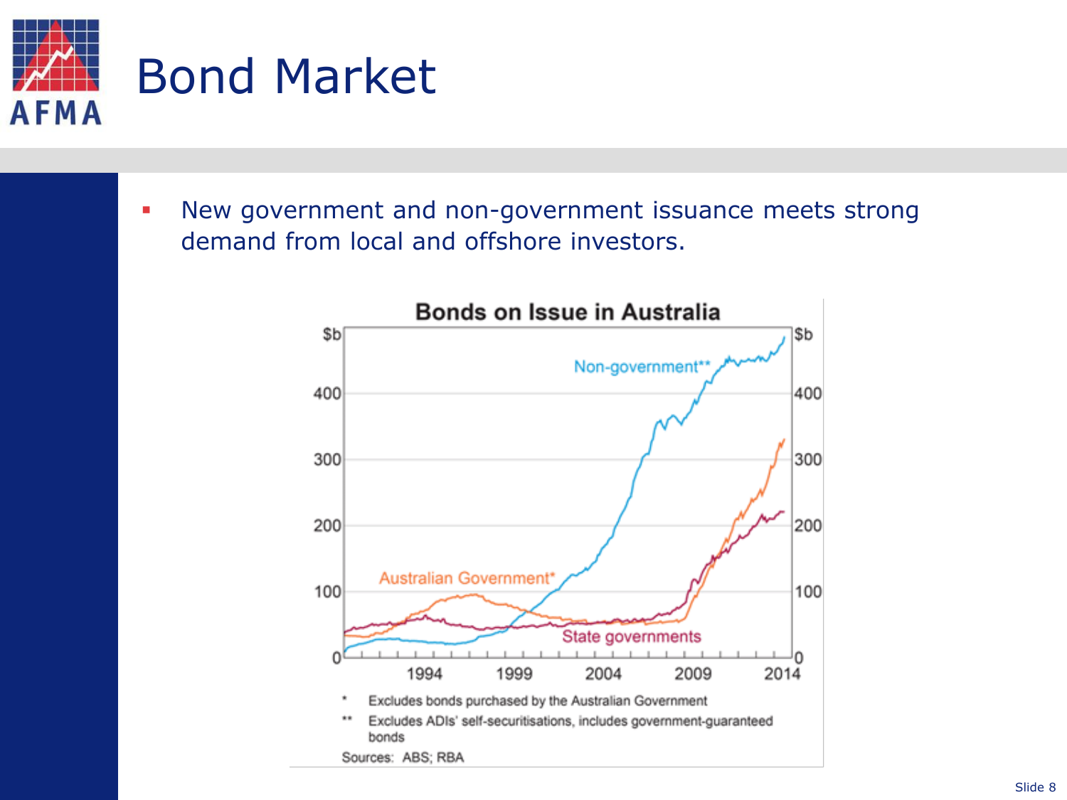# Bond Market

- New government and non-government issuance meets strong demand from local and offshore investors.

**Bonds on Issue in Australia**

\* Excludes bonds purchased by the Australian Government

\*\* Excludes ADIs' self-securitisations, includes government-guaranteed bonds

Sources: ABS; RBA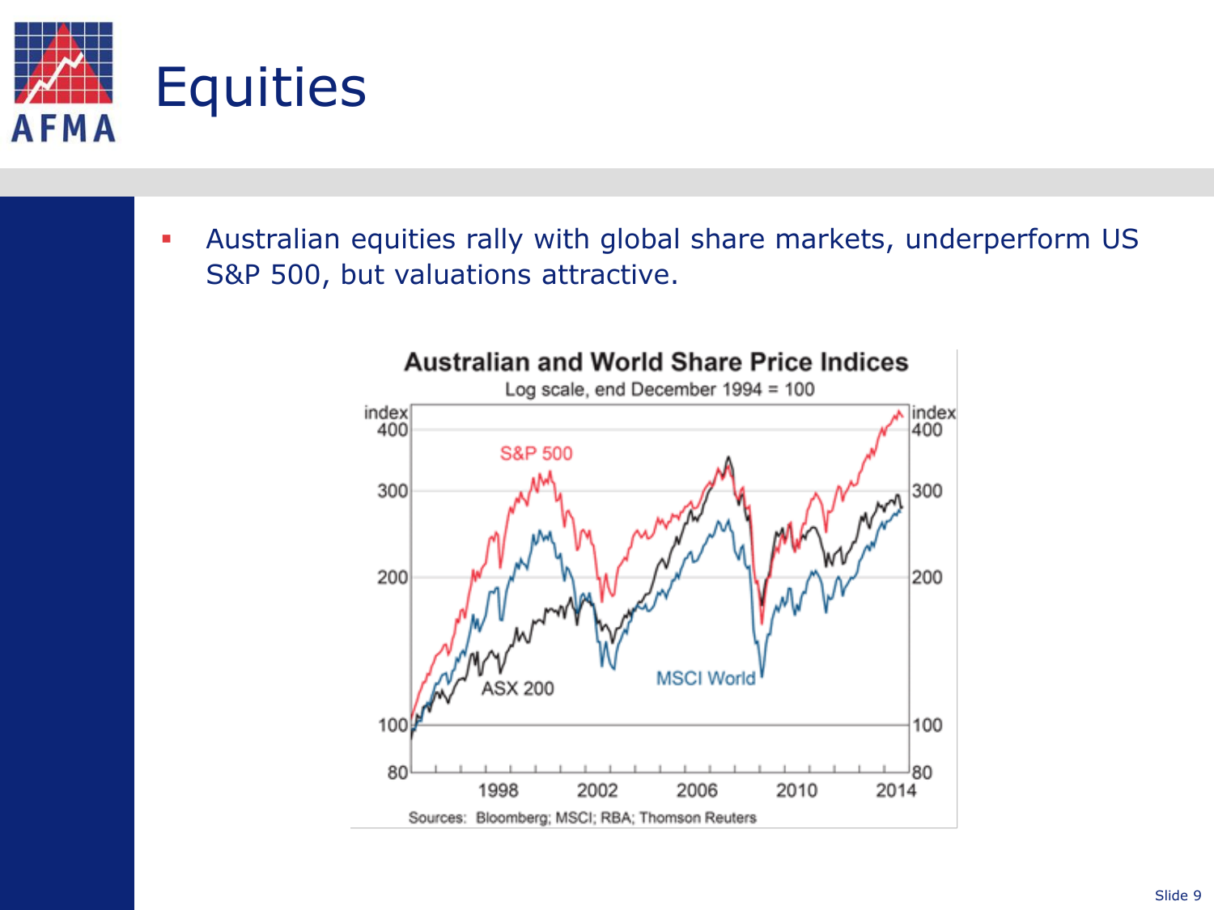# Equities

- Australian equities rally with global share markets, underperform US S&P 500, but valuations attractive.

**Australian and World Share Price Indices**

Log scale, end December 1994 = 100

Sources: Bloomberg; MSCI; RBA; Thomson Reuters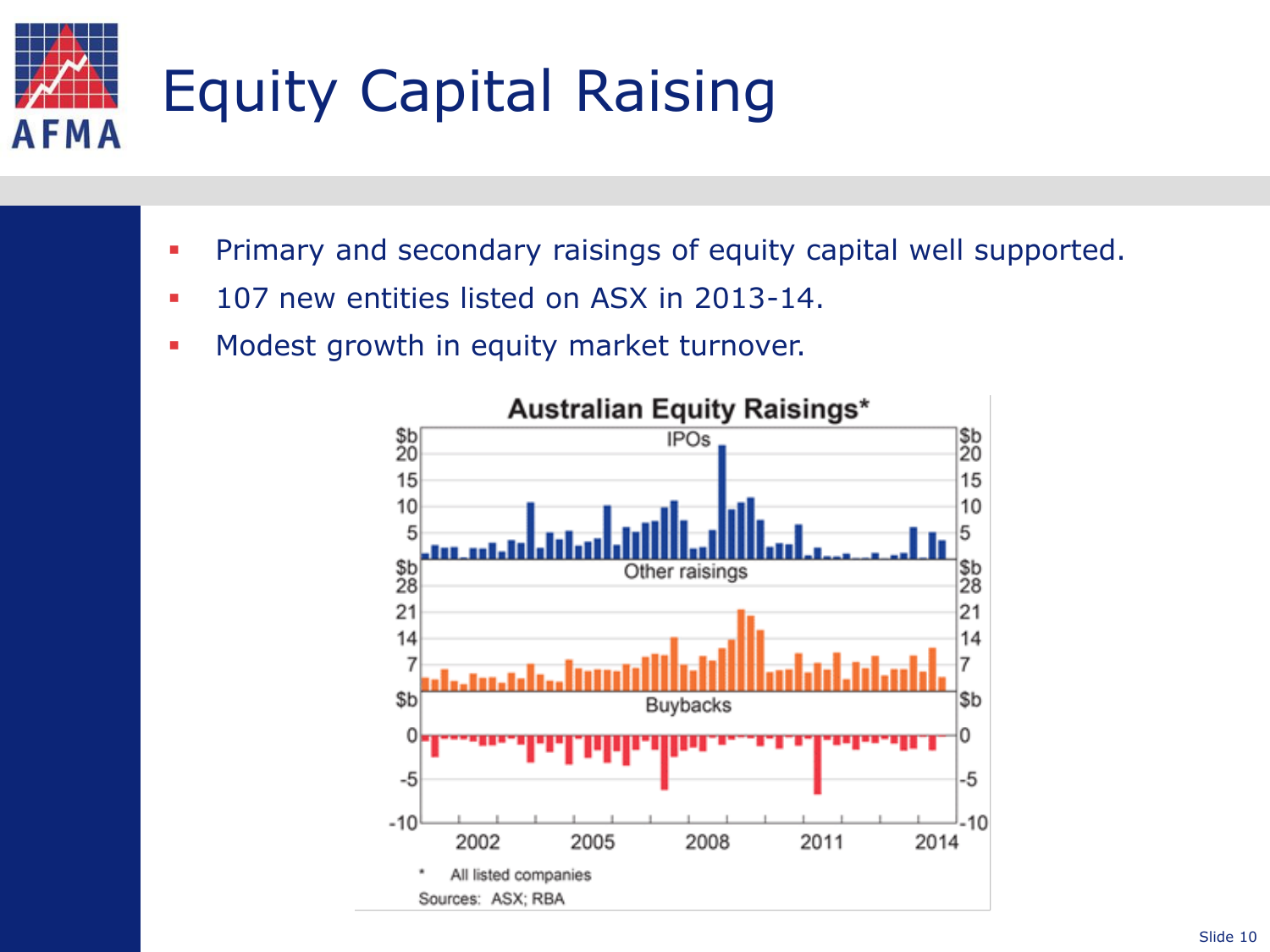# Equity Capital Raising

- Primary and secondary raisings of equity capital well supported.
- 107 new entities listed on ASX in 2013-14.
- Modest growth in equity market turnover.

**Australian Equity Raisings***

\* All listed companies

Sources: ASX; RBA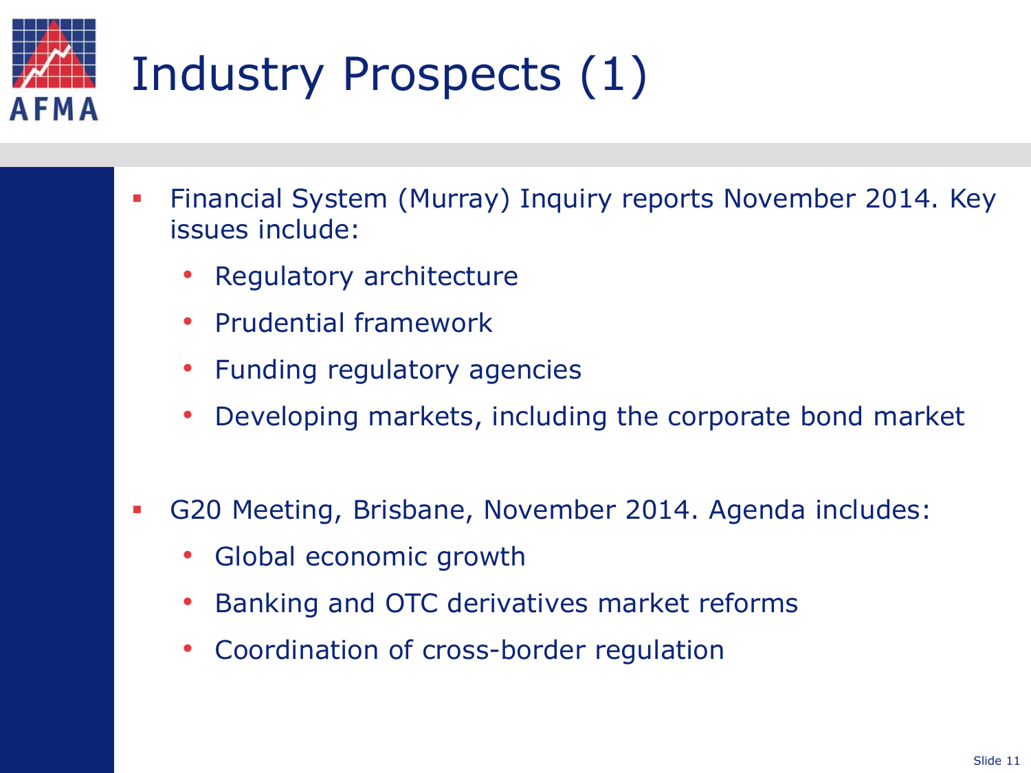# Industry Prospects (1)

- Financial System (Murray) Inquiry reports November 2014. Key issues include:
  - Regulatory architecture
  - Prudential framework
  - Funding regulatory agencies
  - Developing markets, including the corporate bond market

- G20 Meeting, Brisbane, November 2014. Agenda includes:
  - Global economic growth
  - Banking and OTC derivatives market reforms
  - Coordination of cross-border regulation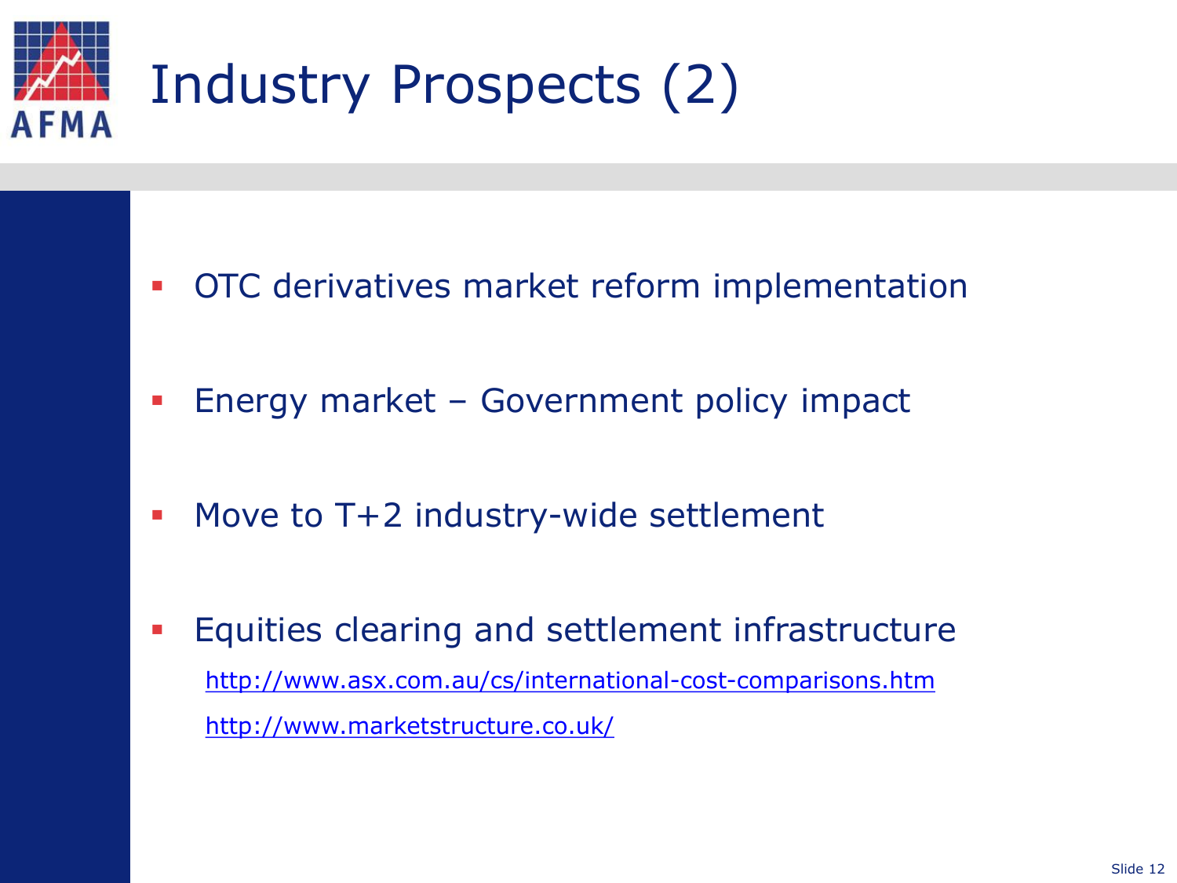# Industry Prospects (2)

- OTC derivatives market reform implementation
- Energy market – Government policy impact
- Move to T+2 industry-wide settlement
- Equities clearing and settlement infrastructure

  http://www.asx.com.au/cs/international-cost-comparisons.htm

  http://www.marketstructure.co.uk/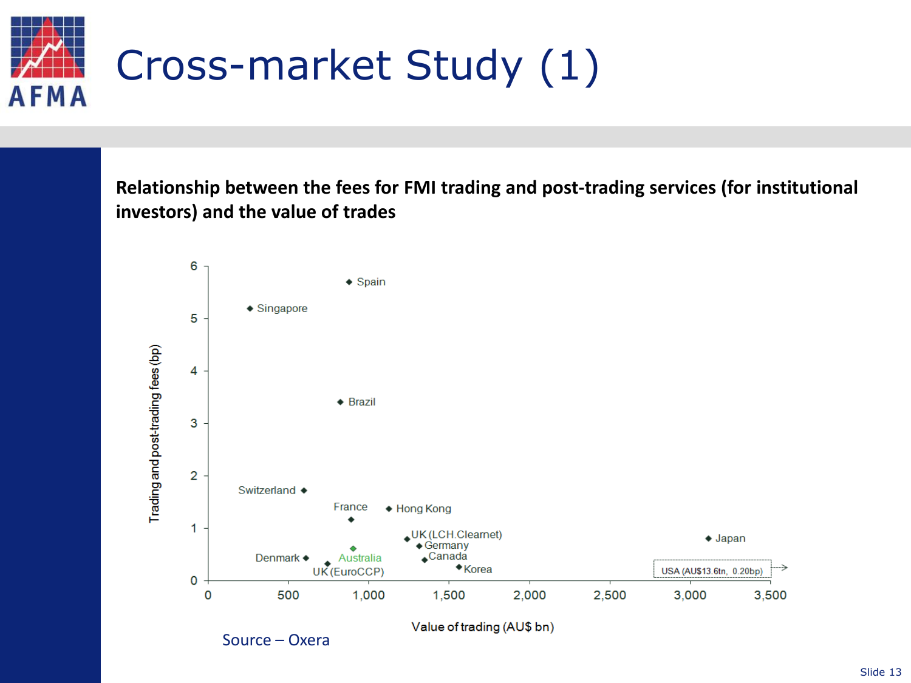# Cross-market Study (1)

**Relationship between the fees for FMI trading and post-trading services (for institutional investors) and the value of trades**

Source – Oxera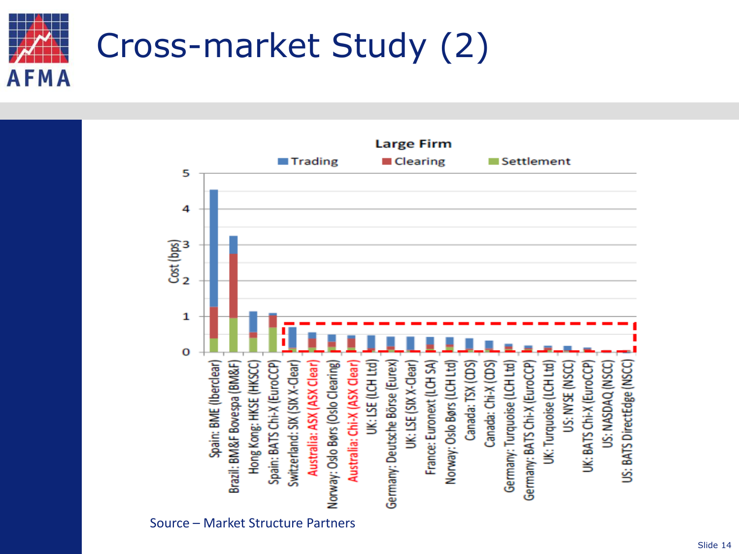# Cross-market Study (2)

Large Firm

Trading
Clearing
Settlement

Cost (bps)

5
4
3
2
1
0

Spain: BME (Iberclear)
Brazil: BM&F Bovespa (BM&F)
Hong Kong: HKSE (HKSCC)
Spain: BATS Chi-X (EuroCCP)
Switzerland: SIX (SIX X-Clear)
Australia: ASX (ASX Clear)
Norway: Oslo Børs (Oslo Clearing)
Australia: Chi-X (ASX Clear)
UK: LSE (LCH Ltd)
Germany: Deutsche Börse (Eurex)
UK: LSE (SIX X-Clear)
France: Euronext (LCH SA)
Norway: Oslo Børs (LCH Ltd)
Canada: TSX (CDS)
Canada: Chi-X (CDS)
Germany: Turquoise (LCH Ltd)
Germany: BATS Chi-X (EuroCCP)
UK: Turquoise (LCH Ltd)
US: NYSE (NSCC)
UK: BATS Chi-X (EuroCCP)
US: NASDAQ (NSCC)
US: BATS DirectEdge (NSCC)

Source – Market Structure Partners